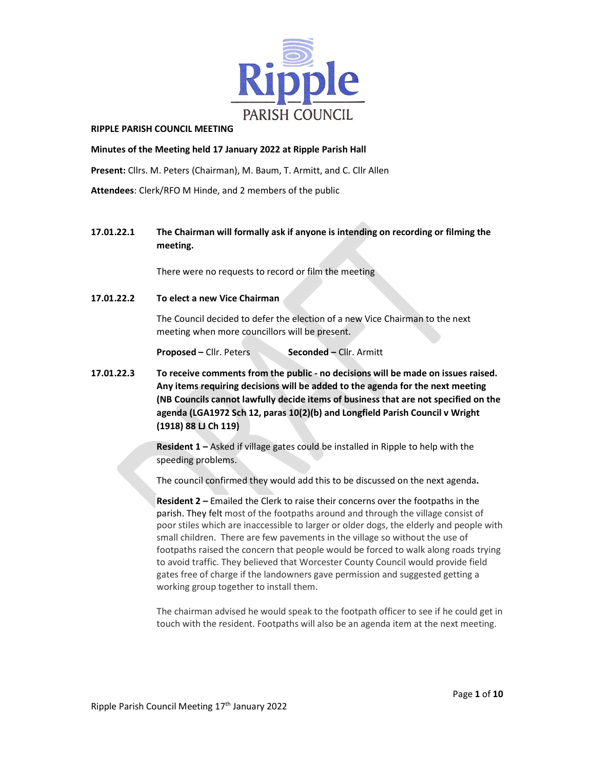**RIPPLE PARISH COUNCIL MEETING**

**Minutes of the Meeting held 17 January 2022 at Ripple Parish Hall**

**Present:** Cllrs. M. Peters (Chairman), M. Baum, T. Armitt, and C. Cllr Allen

**Attendees**: Clerk/RFO M Hinde, and 2 members of the public

**17.01.22.1 The Chairman will formally ask if anyone is intending on recording or filming the meeting.**

There were no requests to record or film the meeting

**17.01.22.2 To elect a new Vice Chairman**

The Council decided to defer the election of a new Vice Chairman to the next meeting when more councillors will be present.

**Proposed –** Cllr. Peters **Seconded –** Cllr. Armitt

**17.01.22.3 To receive comments from the public - no decisions will be made on issues raised. Any items requiring decisions will be added to the agenda for the next meeting (NB Councils cannot lawfully decide items of business that are not specified on the agenda (LGA1972 Sch 12, paras 10(2)(b) and Longfield Parish Council v Wright (1918) 88 LJ Ch 119)**

**Resident 1 –** Asked if village gates could be installed in Ripple to help with the speeding problems.

The council confirmed they would add this to be discussed on the next agenda**.**

**Resident 2 –** Emailed the Clerk to raise their concerns over the footpaths in the parish. They felt most of the footpaths around and through the village consist of poor stiles which are inaccessible to larger or older dogs, the elderly and people with small children. There are few pavements in the village so without the use of footpaths raised the concern that people would be forced to walk along roads trying to avoid traffic. They believed that Worcester County Council would provide field gates free of charge if the landowners gave permission and suggested getting a working group together to install them.

The chairman advised he would speak to the footpath officer to see if he could get in touch with the resident. Footpaths will also be an agenda item at the next meeting.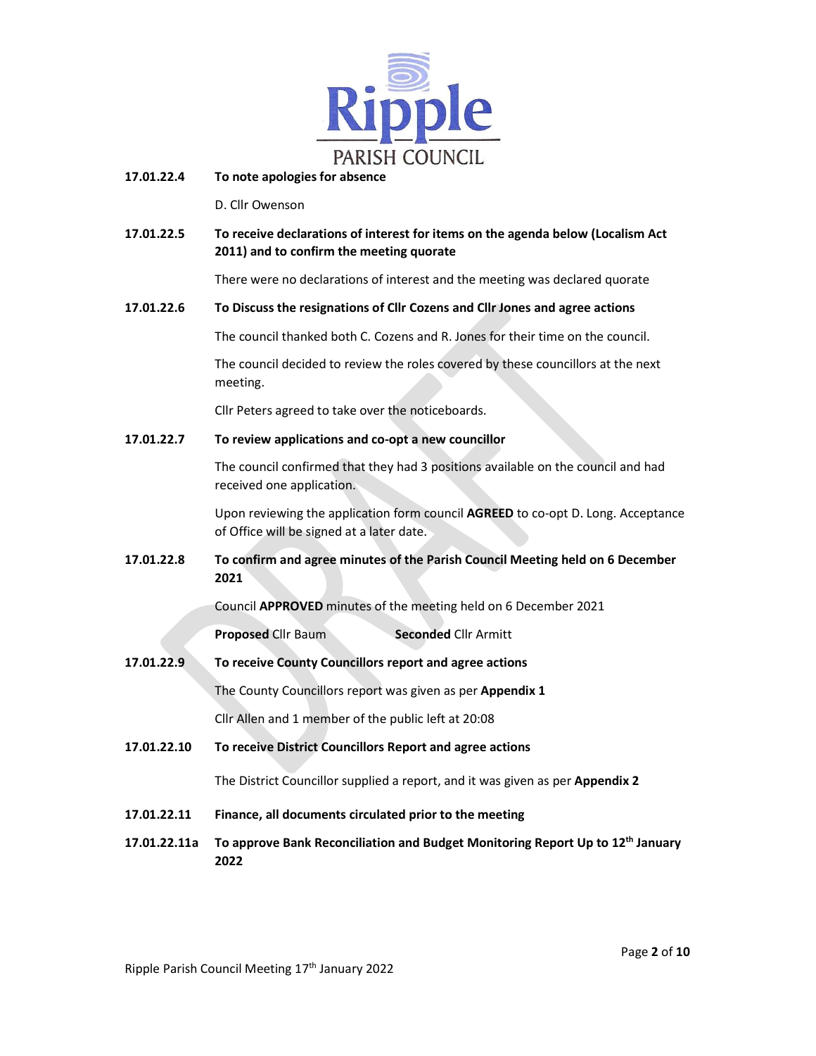**17.01.22.4 To note apologies for absence**

D. Cllr Owenson

**17.01.22.5 To receive declarations of interest for items on the agenda below (Localism Act 2011) and to confirm the meeting quorate**

There were no declarations of interest and the meeting was declared quorate

**17.01.22.6 To Discuss the resignations of Cllr Cozens and Cllr Jones and agree actions**

The council thanked both C. Cozens and R. Jones for their time on the council.

The council decided to review the roles covered by these councillors at the next meeting.

Cllr Peters agreed to take over the noticeboards.

**17.01.22.7 To review applications and co-opt a new councillor**

The council confirmed that they had 3 positions available on the council and had received one application.

Upon reviewing the application form council **AGREED** to co-opt D. Long. Acceptance of Office will be signed at a later date.

**17.01.22.8 To confirm and agree minutes of the Parish Council Meeting held on 6 December 2021**

Council **APPROVED** minutes of the meeting held on 6 December 2021

**Proposed** Cllr Baum **Seconded** Cllr Armitt

**17.01.22.9 To receive County Councillors report and agree actions**

The County Councillors report was given as per **Appendix 1**

Cllr Allen and 1 member of the public left at 20:08

**17.01.22.10 To receive District Councillors Report and agree actions**

The District Councillor supplied a report, and it was given as per **Appendix 2**

**17.01.22.11 Finance, all documents circulated prior to the meeting**

**17.01.22.11a To approve Bank Reconciliation and Budget Monitoring Report Up to 12th January 2022**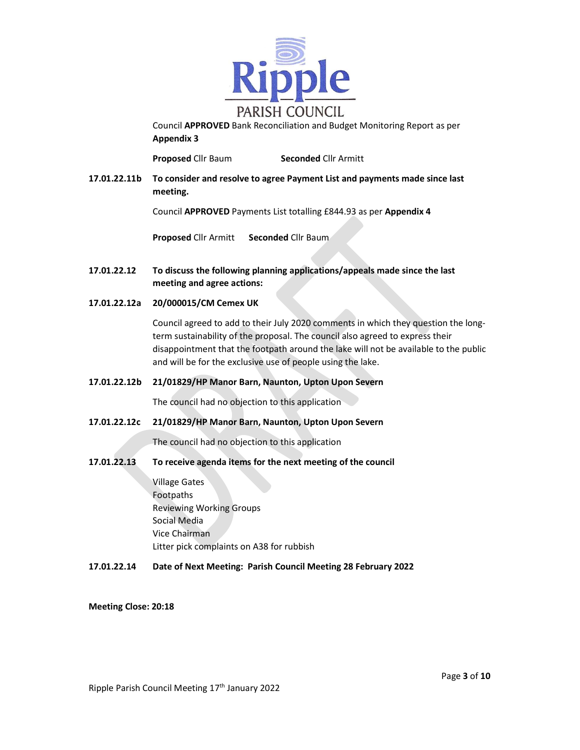Council **APPROVED** Bank Reconciliation and Budget Monitoring Report as per **Appendix 3**

**Proposed** Cllr Baum **Seconded** Cllr Armitt

**17.01.22.11b To consider and resolve to agree Payment List and payments made since last meeting.**

Council **APPROVED** Payments List totalling £844.93 as per **Appendix 4**

**Proposed** Cllr Armitt **Seconded** Cllr Baum

**17.01.22.12 To discuss the following planning applications/appeals made since the last meeting and agree actions:**

**17.01.22.12a 20/000015/CM Cemex UK**

Council agreed to add to their July 2020 comments in which they question the long-term sustainability of the proposal. The council also agreed to express their disappointment that the footpath around the lake will not be available to the public and will be for the exclusive use of people using the lake.

**17.01.22.12b 21/01829/HP Manor Barn, Naunton, Upton Upon Severn**

The council had no objection to this application

**17.01.22.12c 21/01829/HP Manor Barn, Naunton, Upton Upon Severn**

The council had no objection to this application

**17.01.22.13 To receive agenda items for the next meeting of the council**

Village Gates
Footpaths
Reviewing Working Groups
Social Media
Vice Chairman
Litter pick complaints on A38 for rubbish

**17.01.22.14 Date of Next Meeting: Parish Council Meeting 28 February 2022**

**Meeting Close: 20:18**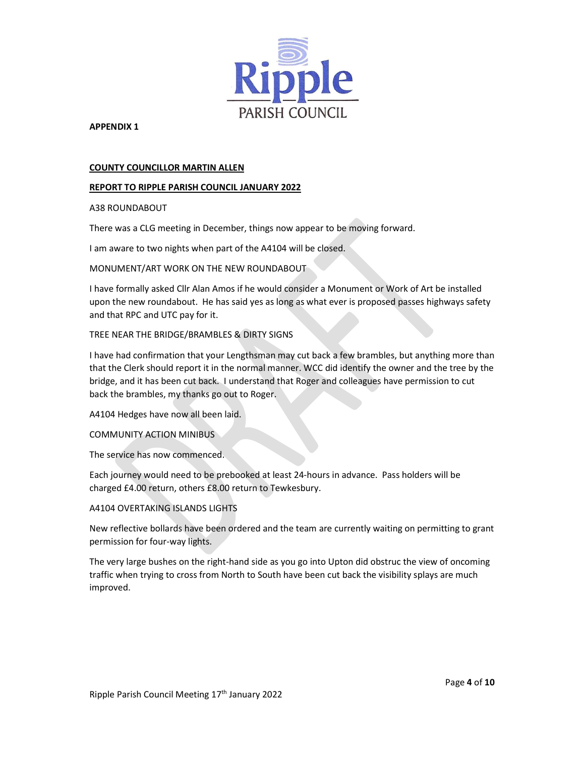**APPENDIX 1**

**COUNTY COUNCILLOR MARTIN ALLEN**

**REPORT TO RIPPLE PARISH COUNCIL JANUARY 2022**

A38 ROUNDABOUT

There was a CLG meeting in December, things now appear to be moving forward.

I am aware to two nights when part of the A4104 will be closed.

MONUMENT/ART WORK ON THE NEW ROUNDABOUT

I have formally asked Cllr Alan Amos if he would consider a Monument or Work of Art be installed upon the new roundabout. He has said yes as long as what ever is proposed passes highways safety and that RPC and UTC pay for it.

TREE NEAR THE BRIDGE/BRAMBLES & DIRTY SIGNS

I have had confirmation that your Lengthsman may cut back a few brambles, but anything more than that the Clerk should report it in the normal manner. WCC did identify the owner and the tree by the bridge, and it has been cut back. I understand that Roger and colleagues have permission to cut back the brambles, my thanks go out to Roger.

A4104 Hedges have now all been laid.

COMMUNITY ACTION MINIBUS

The service has now commenced.

Each journey would need to be prebooked at least 24-hours in advance. Pass holders will be charged £4.00 return, others £8.00 return to Tewkesbury.

A4104 OVERTAKING ISLANDS LIGHTS

New reflective bollards have been ordered and the team are currently waiting on permitting to grant permission for four-way lights.

The very large bushes on the right-hand side as you go into Upton did obstruc the view of oncoming traffic when trying to cross from North to South have been cut back the visibility splays are much improved.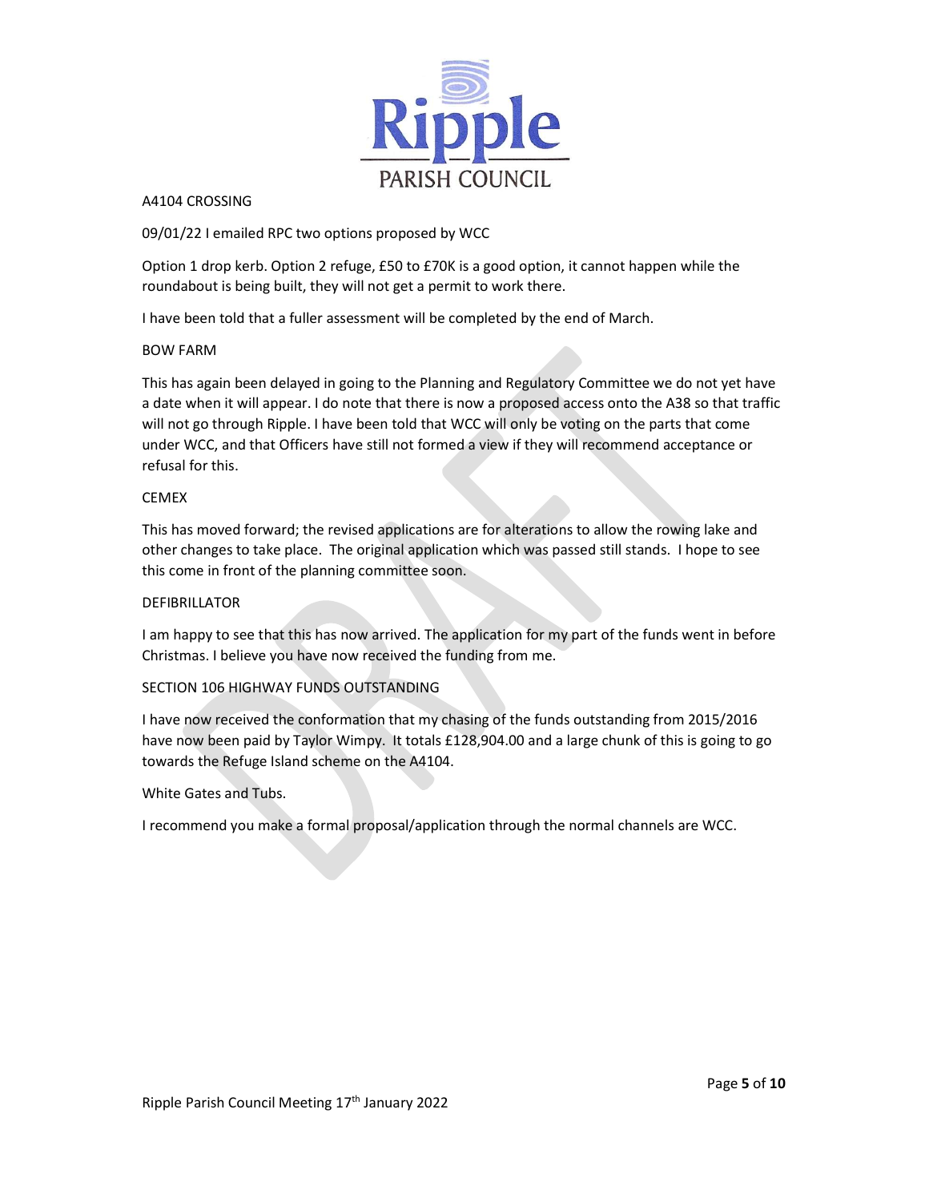A4104 CROSSING

09/01/22 I emailed RPC two options proposed by WCC

Option 1 drop kerb. Option 2 refuge, £50 to £70K is a good option, it cannot happen while the roundabout is being built, they will not get a permit to work there.

I have been told that a fuller assessment will be completed by the end of March.

BOW FARM

This has again been delayed in going to the Planning and Regulatory Committee we do not yet have a date when it will appear. I do note that there is now a proposed access onto the A38 so that traffic will not go through Ripple. I have been told that WCC will only be voting on the parts that come under WCC, and that Officers have still not formed a view if they will recommend acceptance or refusal for this.

CEMEX

This has moved forward; the revised applications are for alterations to allow the rowing lake and other changes to take place. The original application which was passed still stands. I hope to see this come in front of the planning committee soon.

DEFIBRILLATOR

I am happy to see that this has now arrived. The application for my part of the funds went in before Christmas. I believe you have now received the funding from me.

SECTION 106 HIGHWAY FUNDS OUTSTANDING

I have now received the conformation that my chasing of the funds outstanding from 2015/2016 have now been paid by Taylor Wimpy. It totals £128,904.00 and a large chunk of this is going to go towards the Refuge Island scheme on the A4104.

White Gates and Tubs.

I recommend you make a formal proposal/application through the normal channels are WCC.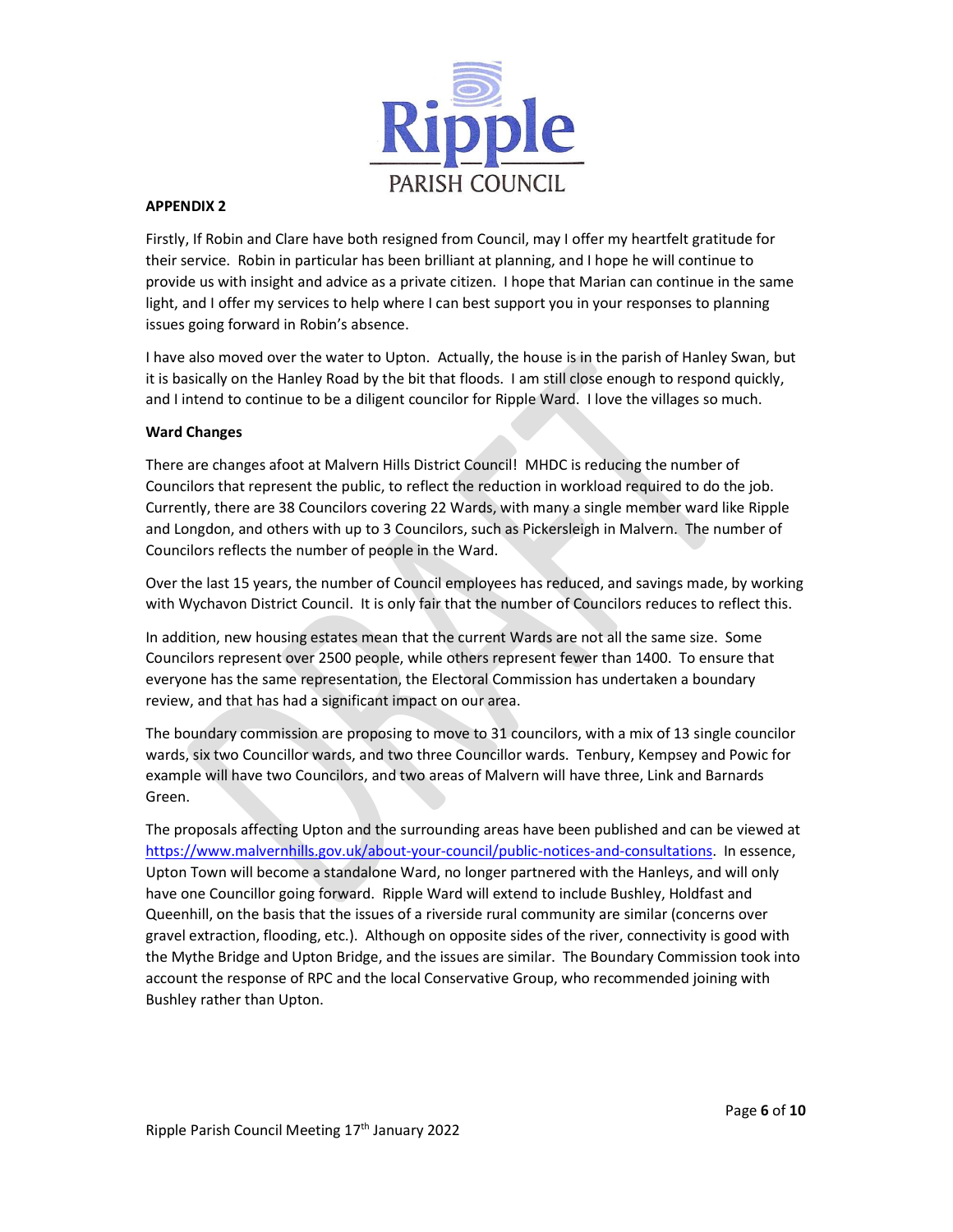**APPENDIX 2**

Firstly, If Robin and Clare have both resigned from Council, may I offer my heartfelt gratitude for their service. Robin in particular has been brilliant at planning, and I hope he will continue to provide us with insight and advice as a private citizen. I hope that Marian can continue in the same light, and I offer my services to help where I can best support you in your responses to planning issues going forward in Robin's absence.

I have also moved over the water to Upton. Actually, the house is in the parish of Hanley Swan, but it is basically on the Hanley Road by the bit that floods. I am still close enough to respond quickly, and I intend to continue to be a diligent councilor for Ripple Ward. I love the villages so much.

**Ward Changes**

There are changes afoot at Malvern Hills District Council! MHDC is reducing the number of Councilors that represent the public, to reflect the reduction in workload required to do the job. Currently, there are 38 Councilors covering 22 Wards, with many a single member ward like Ripple and Longdon, and others with up to 3 Councilors, such as Pickersleigh in Malvern. The number of Councilors reflects the number of people in the Ward.

Over the last 15 years, the number of Council employees has reduced, and savings made, by working with Wychavon District Council. It is only fair that the number of Councilors reduces to reflect this.

In addition, new housing estates mean that the current Wards are not all the same size. Some Councilors represent over 2500 people, while others represent fewer than 1400. To ensure that everyone has the same representation, the Electoral Commission has undertaken a boundary review, and that has had a significant impact on our area.

The boundary commission are proposing to move to 31 councilors, with a mix of 13 single councilor wards, six two Councillor wards, and two three Councillor wards. Tenbury, Kempsey and Powic for example will have two Councilors, and two areas of Malvern will have three, Link and Barnards Green.

The proposals affecting Upton and the surrounding areas have been published and can be viewed at https://www.malvernhills.gov.uk/about-your-council/public-notices-and-consultations. In essence, Upton Town will become a standalone Ward, no longer partnered with the Hanleys, and will only have one Councillor going forward. Ripple Ward will extend to include Bushley, Holdfast and Queenhill, on the basis that the issues of a riverside rural community are similar (concerns over gravel extraction, flooding, etc.). Although on opposite sides of the river, connectivity is good with the Mythe Bridge and Upton Bridge, and the issues are similar. The Boundary Commission took into account the response of RPC and the local Conservative Group, who recommended joining with Bushley rather than Upton.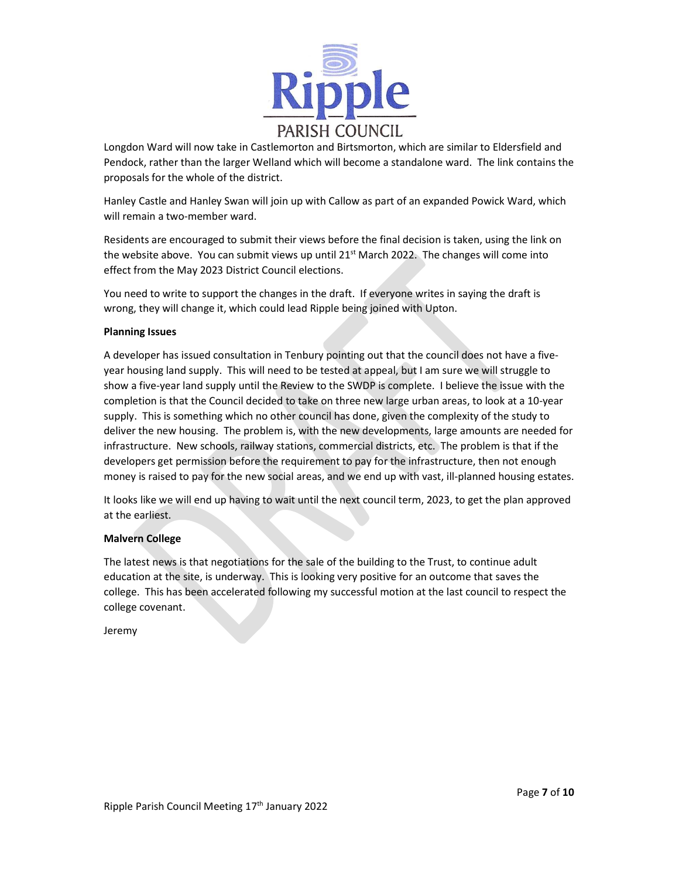Longdon Ward will now take in Castlemorton and Birtsmorton, which are similar to Eldersfield and Pendock, rather than the larger Welland which will become a standalone ward. The link contains the proposals for the whole of the district.

Hanley Castle and Hanley Swan will join up with Callow as part of an expanded Powick Ward, which will remain a two-member ward.

Residents are encouraged to submit their views before the final decision is taken, using the link on the website above. You can submit views up until 21st March 2022. The changes will come into effect from the May 2023 District Council elections.

You need to write to support the changes in the draft. If everyone writes in saying the draft is wrong, they will change it, which could lead Ripple being joined with Upton.

**Planning Issues**

A developer has issued consultation in Tenbury pointing out that the council does not have a five-year housing land supply. This will need to be tested at appeal, but I am sure we will struggle to show a five-year land supply until the Review to the SWDP is complete. I believe the issue with the completion is that the Council decided to take on three new large urban areas, to look at a 10-year supply. This is something which no other council has done, given the complexity of the study to deliver the new housing. The problem is, with the new developments, large amounts are needed for infrastructure. New schools, railway stations, commercial districts, etc. The problem is that if the developers get permission before the requirement to pay for the infrastructure, then not enough money is raised to pay for the new social areas, and we end up with vast, ill-planned housing estates.

It looks like we will end up having to wait until the next council term, 2023, to get the plan approved at the earliest.

**Malvern College**

The latest news is that negotiations for the sale of the building to the Trust, to continue adult education at the site, is underway. This is looking very positive for an outcome that saves the college. This has been accelerated following my successful motion at the last council to respect the college covenant.

Jeremy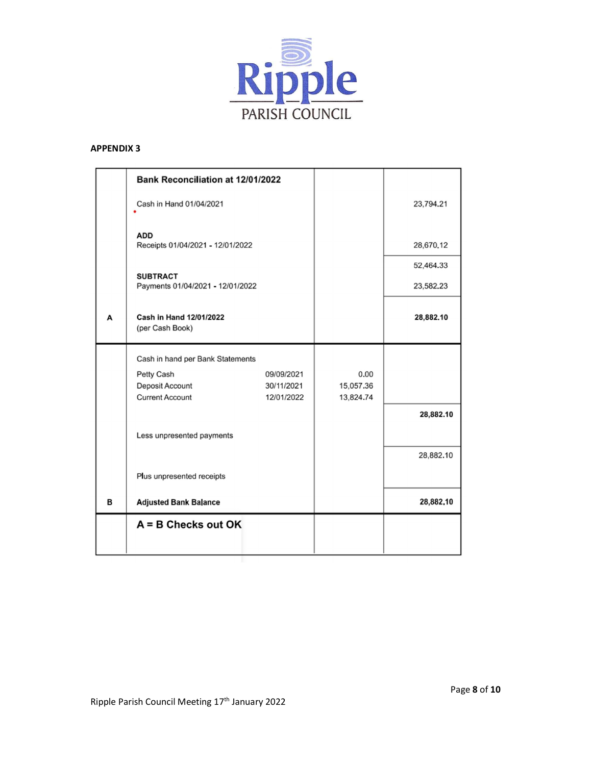**APPENDIX 3**

| | Bank Reconciliation at 12/01/2022 | | | |
|---|---|---|---|---|
| | Cash in Hand 01/04/2021 | | | 23,794.21 |
| | **ADD**<br>Receipts 01/04/2021 - 12/01/2022 | | | 28,670.12 |
| | | | | 52,464.33 |
| | **SUBTRACT**<br>Payments 01/04/2021 - 12/01/2022 | | | 23,582.23 |
| **A** | **Cash in Hand 12/01/2022**<br>(per Cash Book) | | | **28,882.10** |
| | Cash in hand per Bank Statements | | | |
| | Petty Cash | 09/09/2021 | 0.00 | |
| | Deposit Account | 30/11/2021 | 15,057.36 | |
| | Current Account | 12/01/2022 | 13,824.74 | |
| | | | | **28,882.10** |
| | Less unpresented payments | | | |
| | | | | 28,882.10 |
| | Plus unpresented receipts | | | |
| **B** | **Adjusted Bank Balance** | | | **28,882.10** |
| | **A = B Checks out OK** | | | |

Ripple Parish Council Meeting 17th January 2022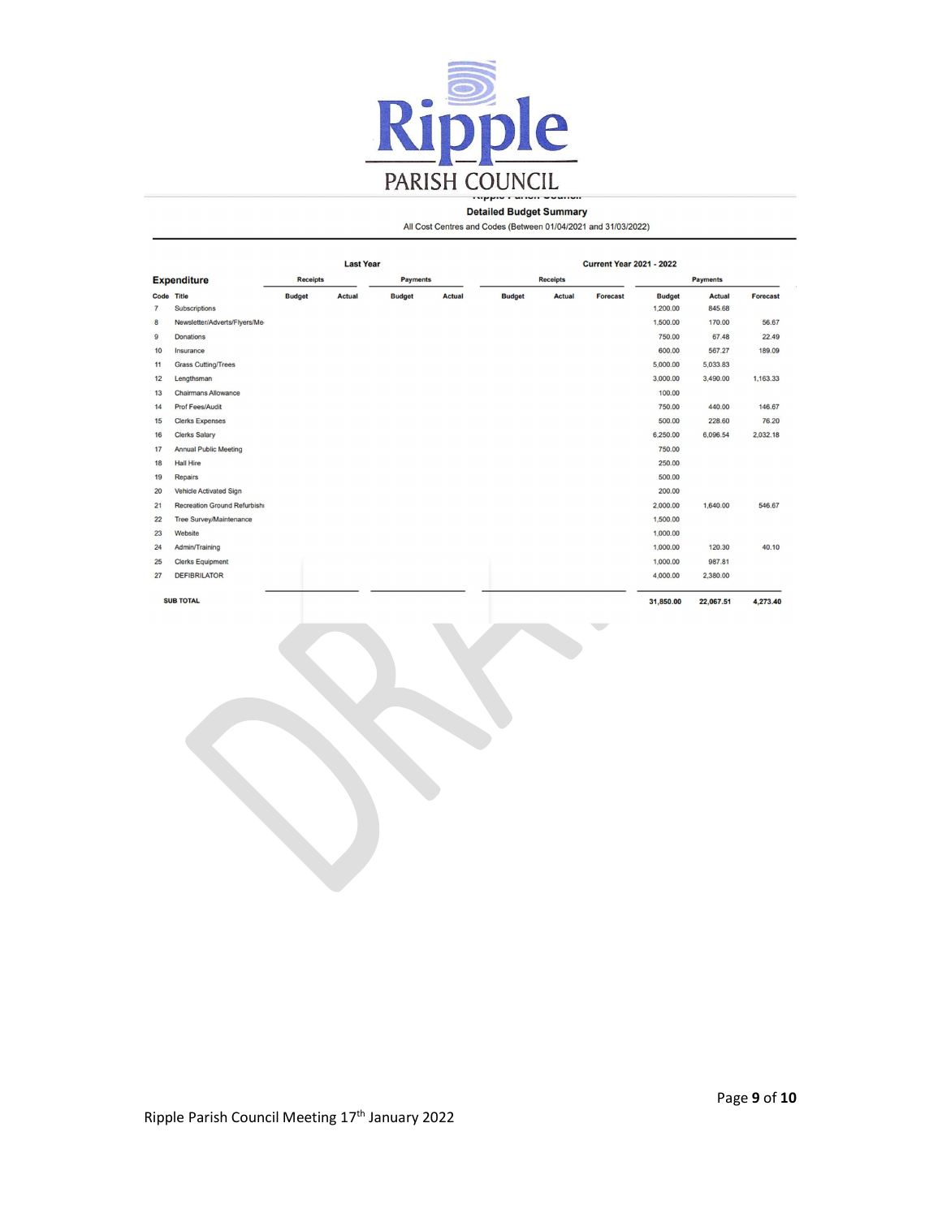Ripple
PARISH COUNCIL

**Detailed Budget Summary**

All Cost Centres and Codes (Between 01/04/2021 and 31/03/2022)

| Expenditure | | Last Year | | | | Current Year 2021 - 2022 | | | | | |
|---|---|---|---|---|---|---|---|---|---|---|---|
| | | Receipts | | Payments | | Receipts | | | Payments | | |
| Code | Title | Budget | Actual | Budget | Actual | Budget | Actual | Forecast | Budget | Actual | Forecast |
| 7 | Subscriptions | | | | | | | | 1,200.00 | 845.68 | |
| 8 | Newsletter/Adverts/Flyers/Me | | | | | | | | 1,500.00 | 170.00 | 56.67 |
| 9 | Donations | | | | | | | | 750.00 | 67.48 | 22.49 |
| 10 | Insurance | | | | | | | | 600.00 | 567.27 | 189.09 |
| 11 | Grass Cutting/Trees | | | | | | | | 5,000.00 | 5,033.83 | |
| 12 | Lengthsman | | | | | | | | 3,000.00 | 3,490.00 | 1,163.33 |
| 13 | Chairmans Allowance | | | | | | | | 100.00 | | |
| 14 | Prof Fees/Audit | | | | | | | | 750.00 | 440.00 | 146.67 |
| 15 | Clerks Expenses | | | | | | | | 500.00 | 228.60 | 76.20 |
| 16 | Clerks Salary | | | | | | | | 6,250.00 | 6,096.54 | 2,032.18 |
| 17 | Annual Public Meeting | | | | | | | | 750.00 | | |
| 18 | Hall Hire | | | | | | | | 250.00 | | |
| 19 | Repairs | | | | | | | | 500.00 | | |
| 20 | Vehicle Activated Sign | | | | | | | | 200.00 | | |
| 21 | Recreation Ground Refurbish | | | | | | | | 2,000.00 | 1,640.00 | 546.67 |
| 22 | Tree Survey/Maintenance | | | | | | | | 1,500.00 | | |
| 23 | Website | | | | | | | | 1,000.00 | | |
| 24 | Admin/Training | | | | | | | | 1,000.00 | 120.30 | 40.10 |
| 25 | Clerks Equipment | | | | | | | | 1,000.00 | 987.81 | |
| 27 | DEFIBRILATOR | | | | | | | | 4,000.00 | 2,380.00 | |
| | **SUB TOTAL** | | | | | | | | **31,850.00** | **22,067.51** | **4,273.40** |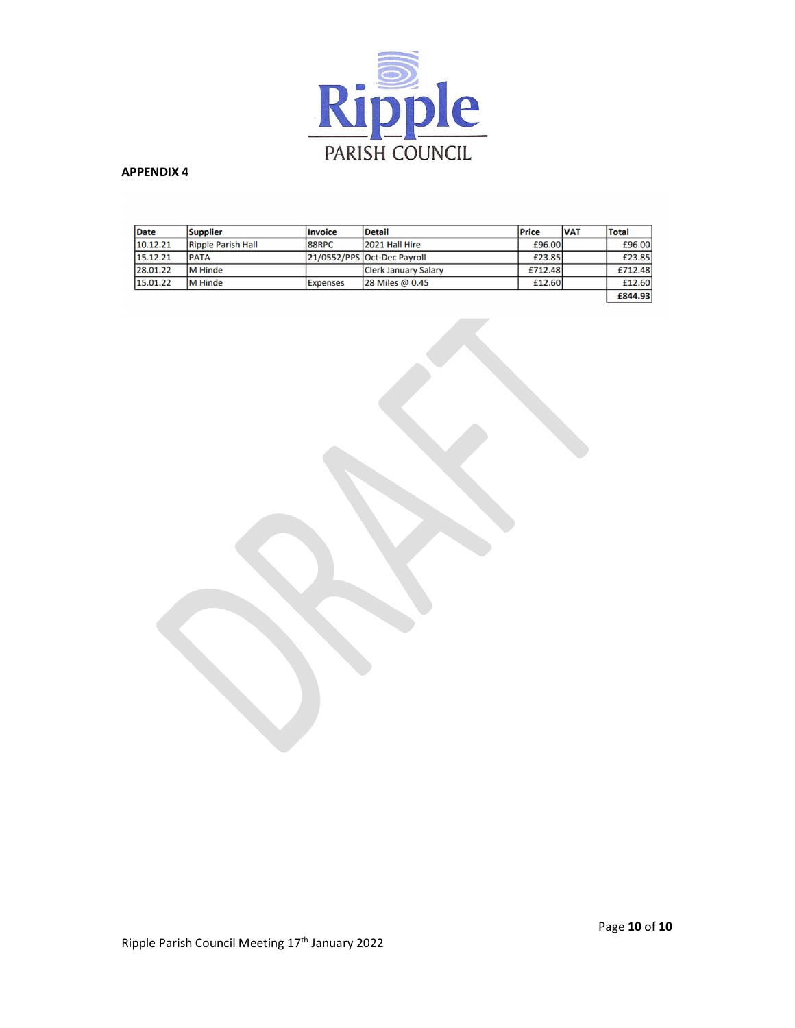Ripple

PARISH COUNCIL

**APPENDIX 4**

| Date | Supplier | Invoice | Detail | Price | VAT | Total |
| --- | --- | --- | --- | --- | --- | --- |
| 10.12.21 | Ripple Parish Hall | 88RPC | 2021 Hall Hire | £96.00 | | £96.00 |
| 15.12.21 | PATA | 21/0552/PPS | Oct-Dec Payroll | £23.85 | | £23.85 |
| 28.01.22 | M Hinde | | Clerk January Salary | £712.48 | | £712.48 |
| 15.01.22 | M Hinde | Expenses | 28 Miles @ 0.45 | £12.60 | | £12.60 |
| | | | | | | **£844.93** |

DRAFT

Ripple Parish Council Meeting 17th January 2022